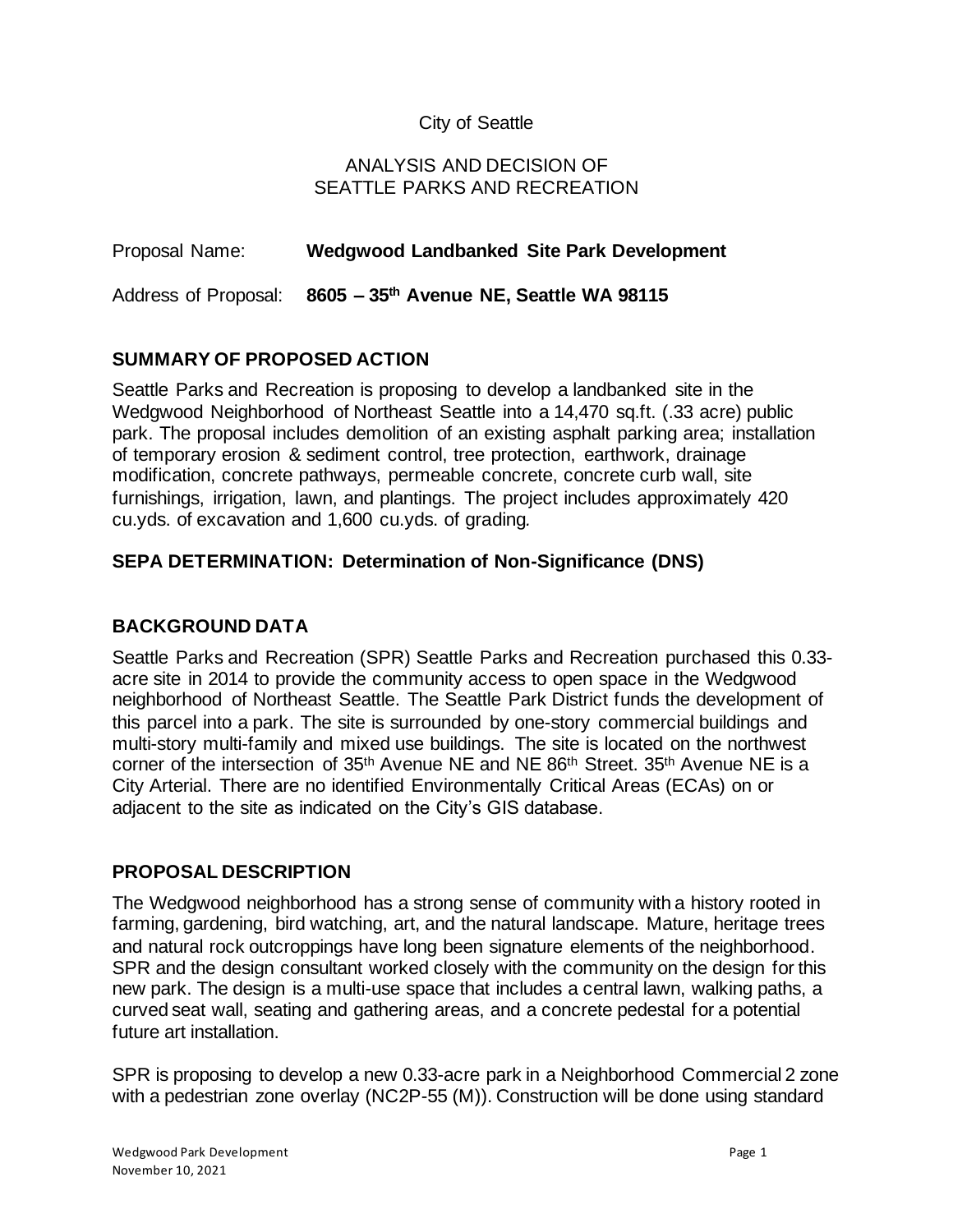City of Seattle

ANALYSIS AND DECISION OF
SEATTLE PARKS AND RECREATION

Proposal Name: **Wedgwood Landbanked Site Park Development**

Address of Proposal: **8605 – 35th Avenue NE, Seattle WA 98115**

## SUMMARY OF PROPOSED ACTION

Seattle Parks and Recreation is proposing to develop a landbanked site in the Wedgwood Neighborhood of Northeast Seattle into a 14,470 sq.ft. (.33 acre) public park. The proposal includes demolition of an existing asphalt parking area; installation of temporary erosion & sediment control, tree protection, earthwork, drainage modification, concrete pathways, permeable concrete, concrete curb wall, site furnishings, irrigation, lawn, and plantings. The project includes approximately 420 cu.yds. of excavation and 1,600 cu.yds. of grading.

## SEPA DETERMINATION: Determination of Non-Significance (DNS)

## BACKGROUND DATA

Seattle Parks and Recreation (SPR) Seattle Parks and Recreation purchased this 0.33-acre site in 2014 to provide the community access to open space in the Wedgwood neighborhood of Northeast Seattle. The Seattle Park District funds the development of this parcel into a park. The site is surrounded by one-story commercial buildings and multi-story multi-family and mixed use buildings. The site is located on the northwest corner of the intersection of 35th Avenue NE and NE 86th Street. 35th Avenue NE is a City Arterial. There are no identified Environmentally Critical Areas (ECAs) on or adjacent to the site as indicated on the City's GIS database.

## PROPOSAL DESCRIPTION

The Wedgwood neighborhood has a strong sense of community with a history rooted in farming, gardening, bird watching, art, and the natural landscape. Mature, heritage trees and natural rock outcroppings have long been signature elements of the neighborhood. SPR and the design consultant worked closely with the community on the design for this new park. The design is a multi-use space that includes a central lawn, walking paths, a curved seat wall, seating and gathering areas, and a concrete pedestal for a potential future art installation.

SPR is proposing to develop a new 0.33-acre park in a Neighborhood Commercial 2 zone with a pedestrian zone overlay (NC2P-55 (M)). Construction will be done using standard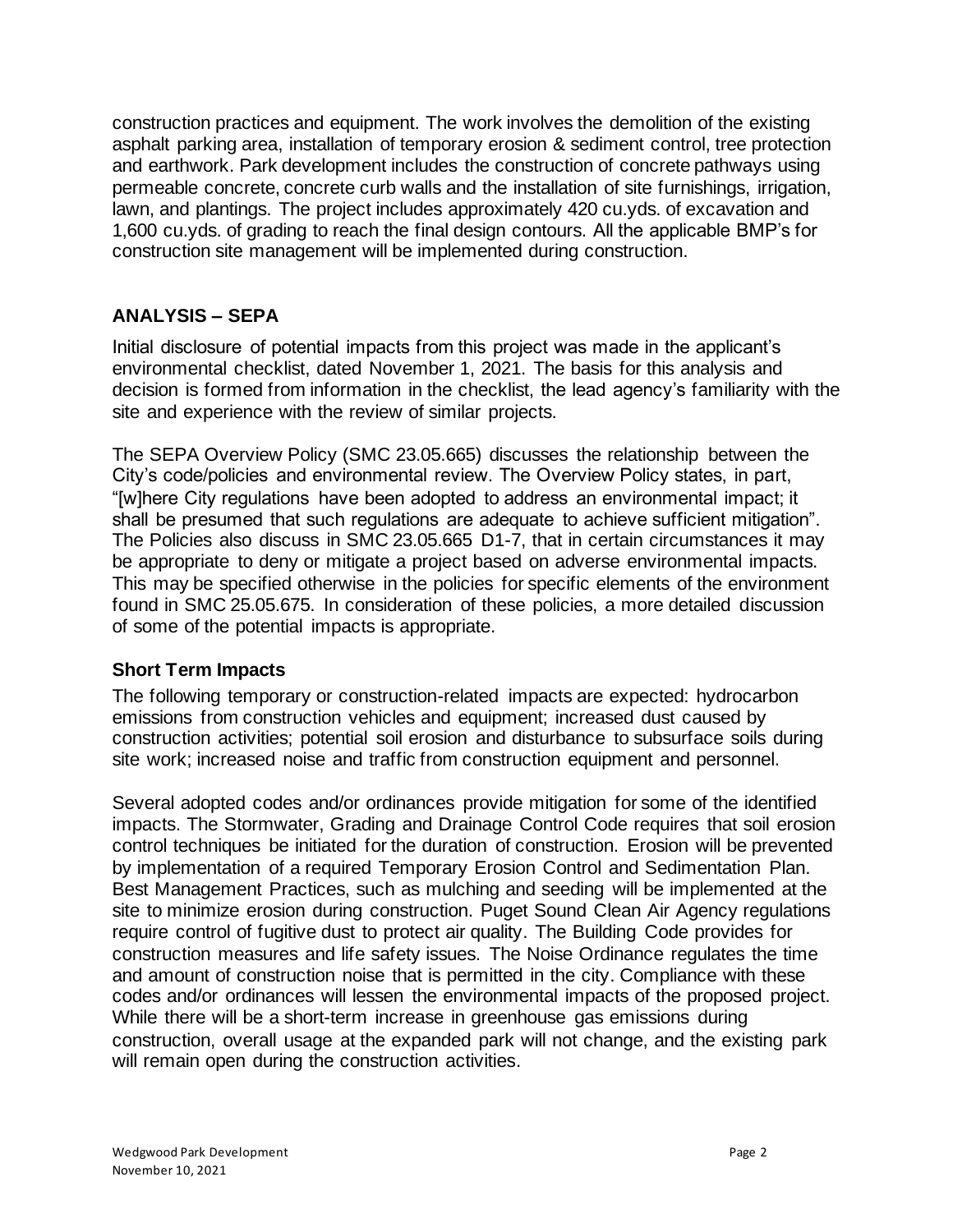construction practices and equipment. The work involves the demolition of the existing asphalt parking area, installation of temporary erosion & sediment control, tree protection and earthwork. Park development includes the construction of concrete pathways using permeable concrete, concrete curb walls and the installation of site furnishings, irrigation, lawn, and plantings. The project includes approximately 420 cu.yds. of excavation and 1,600 cu.yds. of grading to reach the final design contours. All the applicable BMP's for construction site management will be implemented during construction.

## ANALYSIS – SEPA

Initial disclosure of potential impacts from this project was made in the applicant's environmental checklist, dated November 1, 2021. The basis for this analysis and decision is formed from information in the checklist, the lead agency's familiarity with the site and experience with the review of similar projects.

The SEPA Overview Policy (SMC 23.05.665) discusses the relationship between the City's code/policies and environmental review. The Overview Policy states, in part, "[w]here City regulations have been adopted to address an environmental impact; it shall be presumed that such regulations are adequate to achieve sufficient mitigation". The Policies also discuss in SMC 23.05.665 D1-7, that in certain circumstances it may be appropriate to deny or mitigate a project based on adverse environmental impacts. This may be specified otherwise in the policies for specific elements of the environment found in SMC 25.05.675. In consideration of these policies, a more detailed discussion of some of the potential impacts is appropriate.

### Short Term Impacts

The following temporary or construction-related impacts are expected: hydrocarbon emissions from construction vehicles and equipment; increased dust caused by construction activities; potential soil erosion and disturbance to subsurface soils during site work; increased noise and traffic from construction equipment and personnel.

Several adopted codes and/or ordinances provide mitigation for some of the identified impacts. The Stormwater, Grading and Drainage Control Code requires that soil erosion control techniques be initiated for the duration of construction. Erosion will be prevented by implementation of a required Temporary Erosion Control and Sedimentation Plan. Best Management Practices, such as mulching and seeding will be implemented at the site to minimize erosion during construction. Puget Sound Clean Air Agency regulations require control of fugitive dust to protect air quality. The Building Code provides for construction measures and life safety issues. The Noise Ordinance regulates the time and amount of construction noise that is permitted in the city. Compliance with these codes and/or ordinances will lessen the environmental impacts of the proposed project. While there will be a short-term increase in greenhouse gas emissions during construction, overall usage at the expanded park will not change, and the existing park will remain open during the construction activities.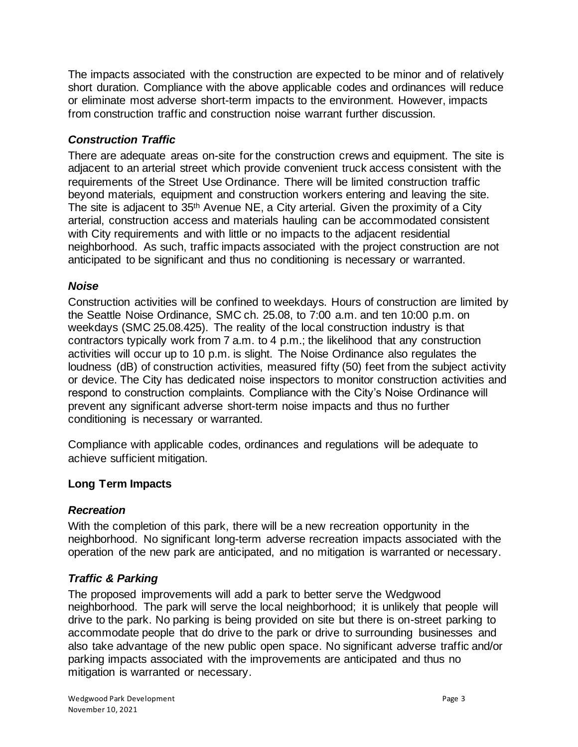The impacts associated with the construction are expected to be minor and of relatively short duration. Compliance with the above applicable codes and ordinances will reduce or eliminate most adverse short-term impacts to the environment. However, impacts from construction traffic and construction noise warrant further discussion.

### *Construction Traffic*

There are adequate areas on-site for the construction crews and equipment. The site is adjacent to an arterial street which provide convenient truck access consistent with the requirements of the Street Use Ordinance. There will be limited construction traffic beyond materials, equipment and construction workers entering and leaving the site. The site is adjacent to 35th Avenue NE, a City arterial. Given the proximity of a City arterial, construction access and materials hauling can be accommodated consistent with City requirements and with little or no impacts to the adjacent residential neighborhood. As such, traffic impacts associated with the project construction are not anticipated to be significant and thus no conditioning is necessary or warranted.

### *Noise*

Construction activities will be confined to weekdays. Hours of construction are limited by the Seattle Noise Ordinance, SMC ch. 25.08, to 7:00 a.m. and ten 10:00 p.m. on weekdays (SMC 25.08.425). The reality of the local construction industry is that contractors typically work from 7 a.m. to 4 p.m.; the likelihood that any construction activities will occur up to 10 p.m. is slight. The Noise Ordinance also regulates the loudness (dB) of construction activities, measured fifty (50) feet from the subject activity or device. The City has dedicated noise inspectors to monitor construction activities and respond to construction complaints. Compliance with the City's Noise Ordinance will prevent any significant adverse short-term noise impacts and thus no further conditioning is necessary or warranted.

Compliance with applicable codes, ordinances and regulations will be adequate to achieve sufficient mitigation.

## Long Term Impacts

### *Recreation*

With the completion of this park, there will be a new recreation opportunity in the neighborhood. No significant long-term adverse recreation impacts associated with the operation of the new park are anticipated, and no mitigation is warranted or necessary.

### *Traffic & Parking*

The proposed improvements will add a park to better serve the Wedgwood neighborhood. The park will serve the local neighborhood; it is unlikely that people will drive to the park. No parking is being provided on site but there is on-street parking to accommodate people that do drive to the park or drive to surrounding businesses and also take advantage of the new public open space. No significant adverse traffic and/or parking impacts associated with the improvements are anticipated and thus no mitigation is warranted or necessary.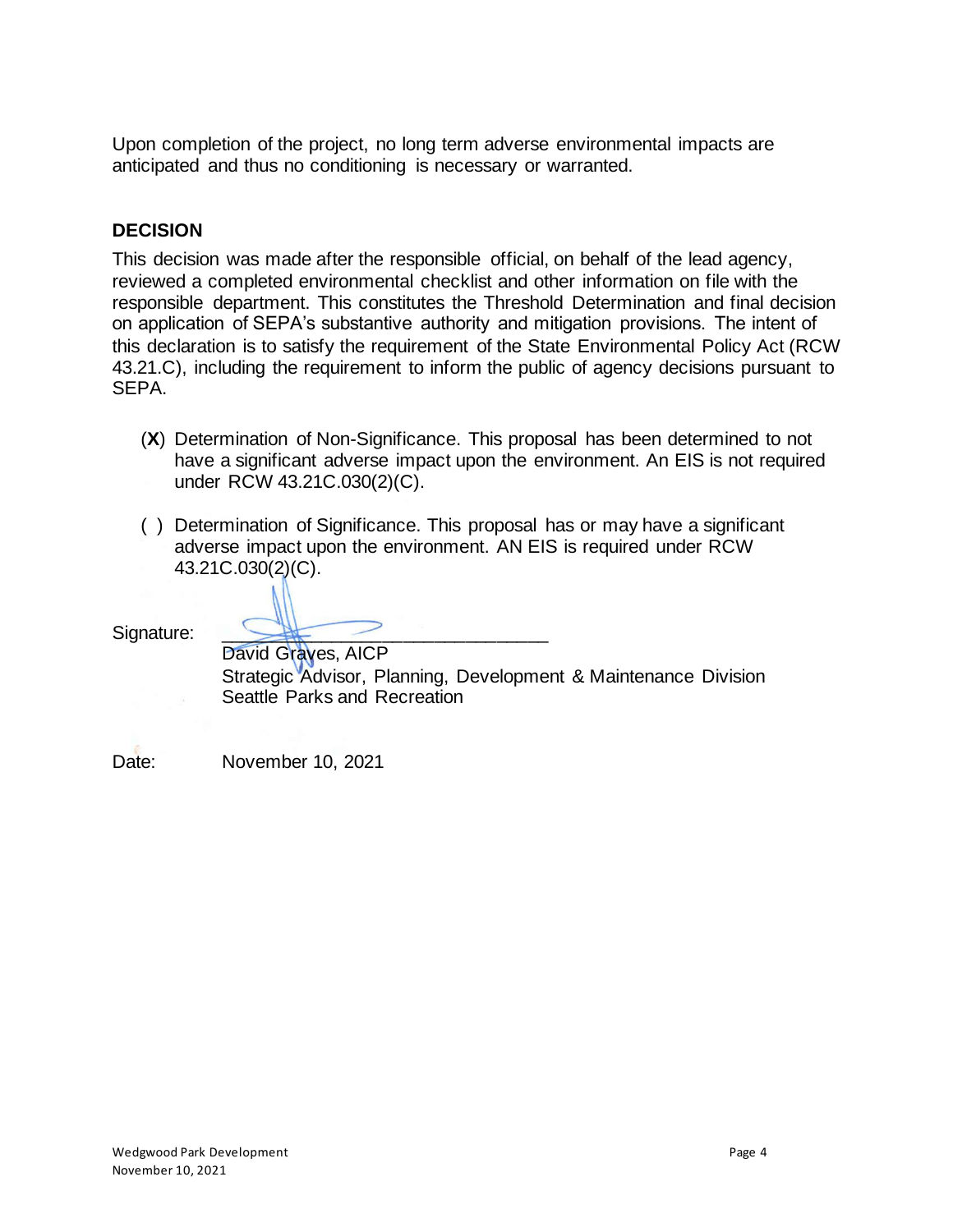Upon completion of the project, no long term adverse environmental impacts are anticipated and thus no conditioning is necessary or warranted.

## DECISION

This decision was made after the responsible official, on behalf of the lead agency, reviewed a completed environmental checklist and other information on file with the responsible department. This constitutes the Threshold Determination and final decision on application of SEPA's substantive authority and mitigation provisions. The intent of this declaration is to satisfy the requirement of the State Environmental Policy Act (RCW 43.21.C), including the requirement to inform the public of agency decisions pursuant to SEPA.

(**X**) Determination of Non-Significance. This proposal has been determined to not have a significant adverse impact upon the environment. An EIS is not required under RCW 43.21C.030(2)(C).

( ) Determination of Significance. This proposal has or may have a significant adverse impact upon the environment. AN EIS is required under RCW 43.21C.030(2)(C).

Signature: ________________________________

David Graves, AICP
Strategic Advisor, Planning, Development & Maintenance Division
Seattle Parks and Recreation

Date: November 10, 2021